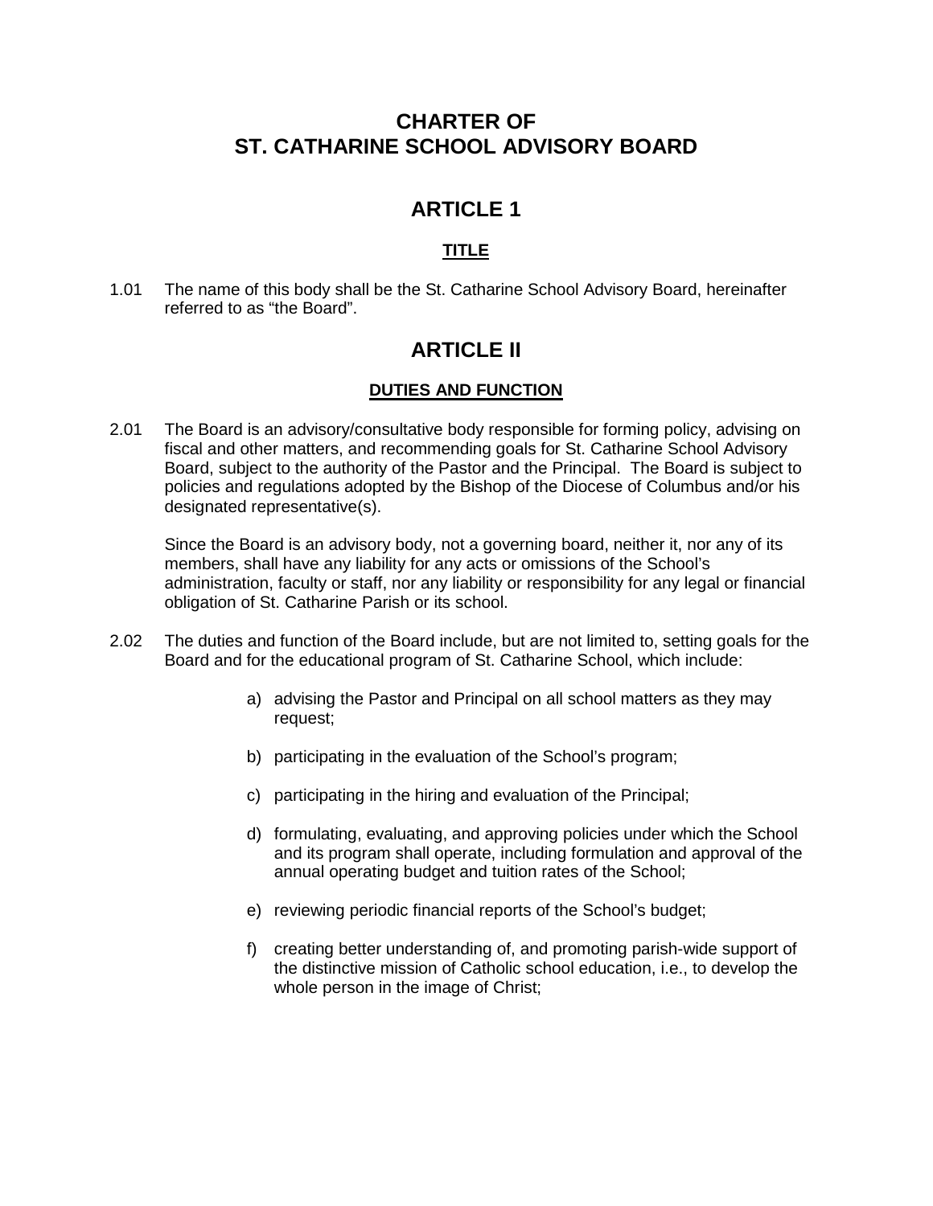# CHARTER OF ST. CATHARINE SCHOOL ADVISORY BOARD

## ARTICLE 1

### TITLE

1.01 The name of this body shall be the St. Catharine School Advisory Board, hereinafter referred to as "the Board".

## ARTICLE II

### DUTIES AND FUNCTION

2.01 The Board is an advisory/consultative body responsible for forming policy, advising on fiscal and other matters, and recommending goals for St. Catharine School Advisory Board, subject to the authority of the Pastor and the Principal. The Board is subject to policies and regulations adopted by the Bishop of the Diocese of Columbus and/or his designated representative(s).

Since the Board is an advisory body, not a governing board, neither it, nor any of its members, shall have any liability for any acts or omissions of the School's administration, faculty or staff, nor any liability or responsibility for any legal or financial obligation of St. Catharine Parish or its school.

2.02 The duties and function of the Board include, but are not limited to, setting goals for the Board and for the educational program of St. Catharine School, which include:

a) advising the Pastor and Principal on all school matters as they may request;

b) participating in the evaluation of the School's program;

c) participating in the hiring and evaluation of the Principal;

d) formulating, evaluating, and approving policies under which the School and its program shall operate, including formulation and approval of the annual operating budget and tuition rates of the School;

e) reviewing periodic financial reports of the School's budget;

f) creating better understanding of, and promoting parish-wide support of the distinctive mission of Catholic school education, i.e., to develop the whole person in the image of Christ;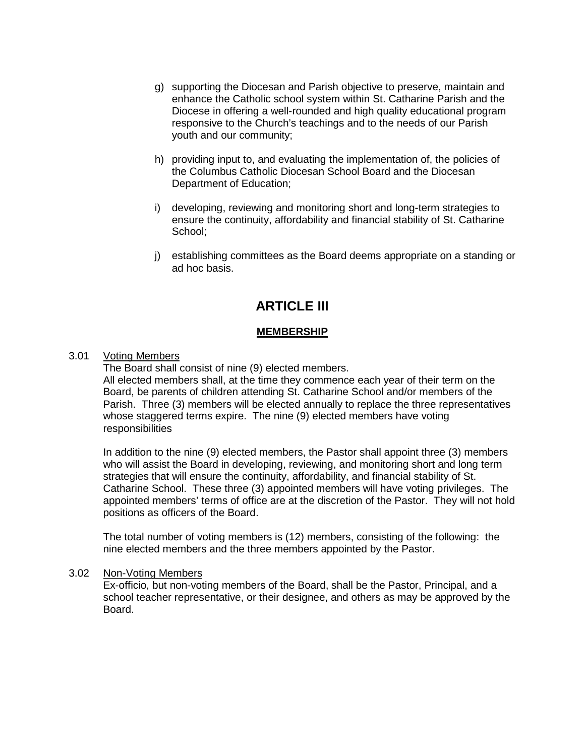g) supporting the Diocesan and Parish objective to preserve, maintain and enhance the Catholic school system within St. Catharine Parish and the Diocese in offering a well-rounded and high quality educational program responsive to the Church's teachings and to the needs of our Parish youth and our community;

h) providing input to, and evaluating the implementation of, the policies of the Columbus Catholic Diocesan School Board and the Diocesan Department of Education;

i) developing, reviewing and monitoring short and long-term strategies to ensure the continuity, affordability and financial stability of St. Catharine School;

j) establishing committees as the Board deems appropriate on a standing or ad hoc basis.

# ARTICLE III

## MEMBERSHIP

3.01 Voting Members

The Board shall consist of nine (9) elected members.
All elected members shall, at the time they commence each year of their term on the Board, be parents of children attending St. Catharine School and/or members of the Parish. Three (3) members will be elected annually to replace the three representatives whose staggered terms expire. The nine (9) elected members have voting responsibilities

In addition to the nine (9) elected members, the Pastor shall appoint three (3) members who will assist the Board in developing, reviewing, and monitoring short and long term strategies that will ensure the continuity, affordability, and financial stability of St. Catharine School. These three (3) appointed members will have voting privileges. The appointed members' terms of office are at the discretion of the Pastor. They will not hold positions as officers of the Board.

The total number of voting members is (12) members, consisting of the following: the nine elected members and the three members appointed by the Pastor.

3.02 Non-Voting Members

Ex-officio, but non-voting members of the Board, shall be the Pastor, Principal, and a school teacher representative, or their designee, and others as may be approved by the Board.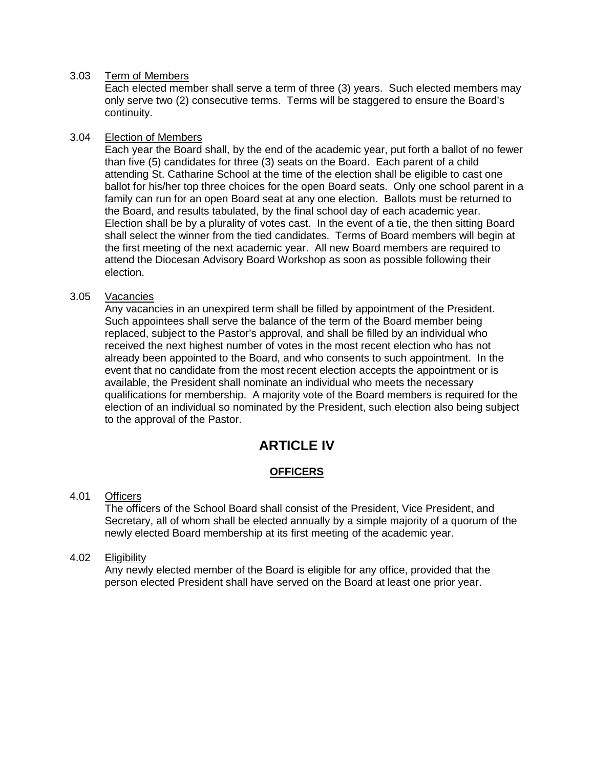3.03 Term of Members

Each elected member shall serve a term of three (3) years. Such elected members may only serve two (2) consecutive terms. Terms will be staggered to ensure the Board's continuity.

3.04 Election of Members

Each year the Board shall, by the end of the academic year, put forth a ballot of no fewer than five (5) candidates for three (3) seats on the Board. Each parent of a child attending St. Catharine School at the time of the election shall be eligible to cast one ballot for his/her top three choices for the open Board seats. Only one school parent in a family can run for an open Board seat at any one election. Ballots must be returned to the Board, and results tabulated, by the final school day of each academic year. Election shall be by a plurality of votes cast. In the event of a tie, the then sitting Board shall select the winner from the tied candidates. Terms of Board members will begin at the first meeting of the next academic year. All new Board members are required to attend the Diocesan Advisory Board Workshop as soon as possible following their election.

3.05 Vacancies

Any vacancies in an unexpired term shall be filled by appointment of the President. Such appointees shall serve the balance of the term of the Board member being replaced, subject to the Pastor's approval, and shall be filled by an individual who received the next highest number of votes in the most recent election who has not already been appointed to the Board, and who consents to such appointment. In the event that no candidate from the most recent election accepts the appointment or is available, the President shall nominate an individual who meets the necessary qualifications for membership. A majority vote of the Board members is required for the election of an individual so nominated by the President, such election also being subject to the approval of the Pastor.

# ARTICLE IV

## OFFICERS

4.01 Officers

The officers of the School Board shall consist of the President, Vice President, and Secretary, all of whom shall be elected annually by a simple majority of a quorum of the newly elected Board membership at its first meeting of the academic year.

4.02 Eligibility

Any newly elected member of the Board is eligible for any office, provided that the person elected President shall have served on the Board at least one prior year.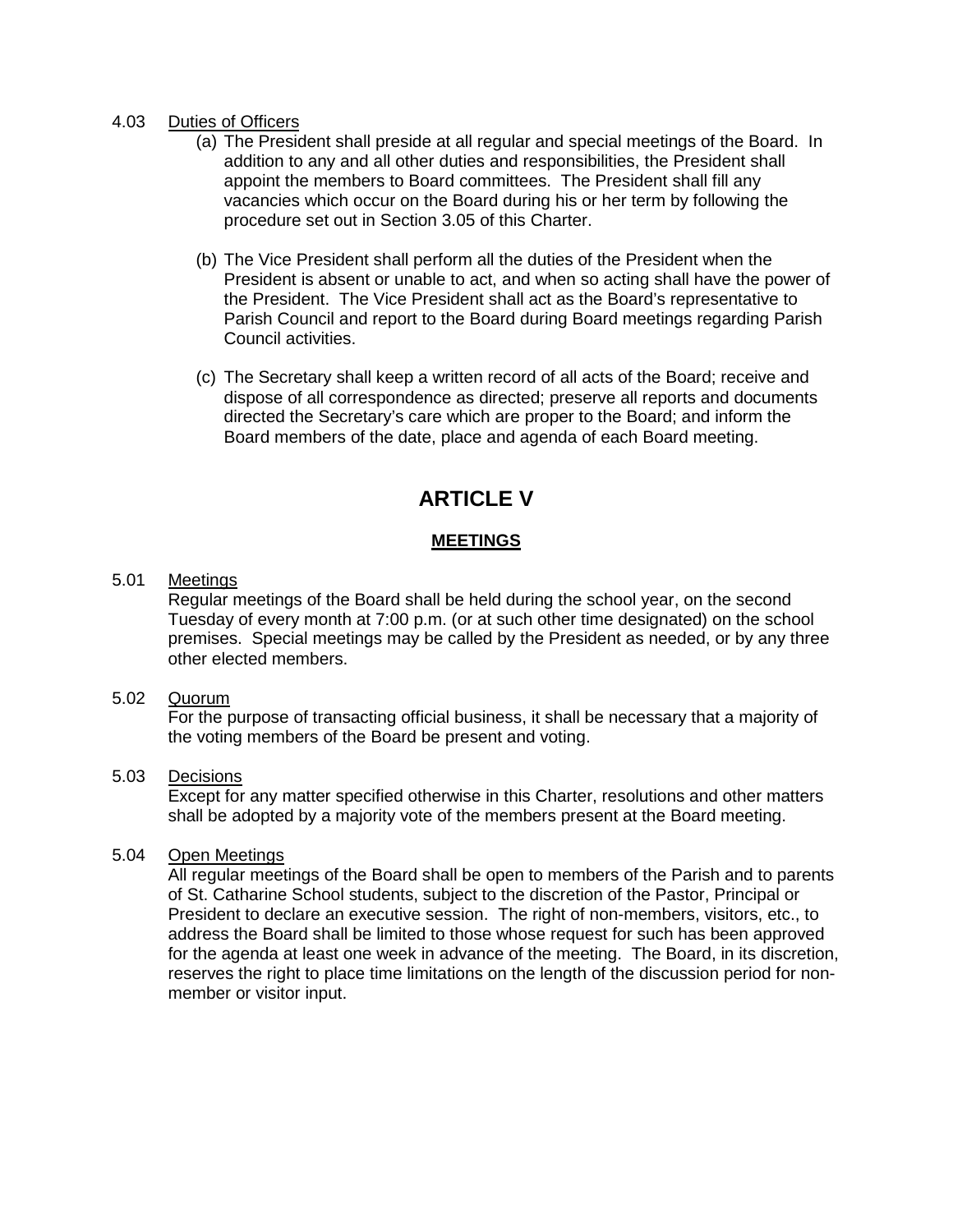4.03 Duties of Officers

(a) The President shall preside at all regular and special meetings of the Board. In addition to any and all other duties and responsibilities, the President shall appoint the members to Board committees. The President shall fill any vacancies which occur on the Board during his or her term by following the procedure set out in Section 3.05 of this Charter.

(b) The Vice President shall perform all the duties of the President when the President is absent or unable to act, and when so acting shall have the power of the President. The Vice President shall act as the Board's representative to Parish Council and report to the Board during Board meetings regarding Parish Council activities.

(c) The Secretary shall keep a written record of all acts of the Board; receive and dispose of all correspondence as directed; preserve all reports and documents directed the Secretary's care which are proper to the Board; and inform the Board members of the date, place and agenda of each Board meeting.

# ARTICLE V

## MEETINGS

5.01 Meetings

Regular meetings of the Board shall be held during the school year, on the second Tuesday of every month at 7:00 p.m. (or at such other time designated) on the school premises. Special meetings may be called by the President as needed, or by any three other elected members.

5.02 Quorum

For the purpose of transacting official business, it shall be necessary that a majority of the voting members of the Board be present and voting.

5.03 Decisions

Except for any matter specified otherwise in this Charter, resolutions and other matters shall be adopted by a majority vote of the members present at the Board meeting.

5.04 Open Meetings

All regular meetings of the Board shall be open to members of the Parish and to parents of St. Catharine School students, subject to the discretion of the Pastor, Principal or President to declare an executive session. The right of non-members, visitors, etc., to address the Board shall be limited to those whose request for such has been approved for the agenda at least one week in advance of the meeting. The Board, in its discretion, reserves the right to place time limitations on the length of the discussion period for non-member or visitor input.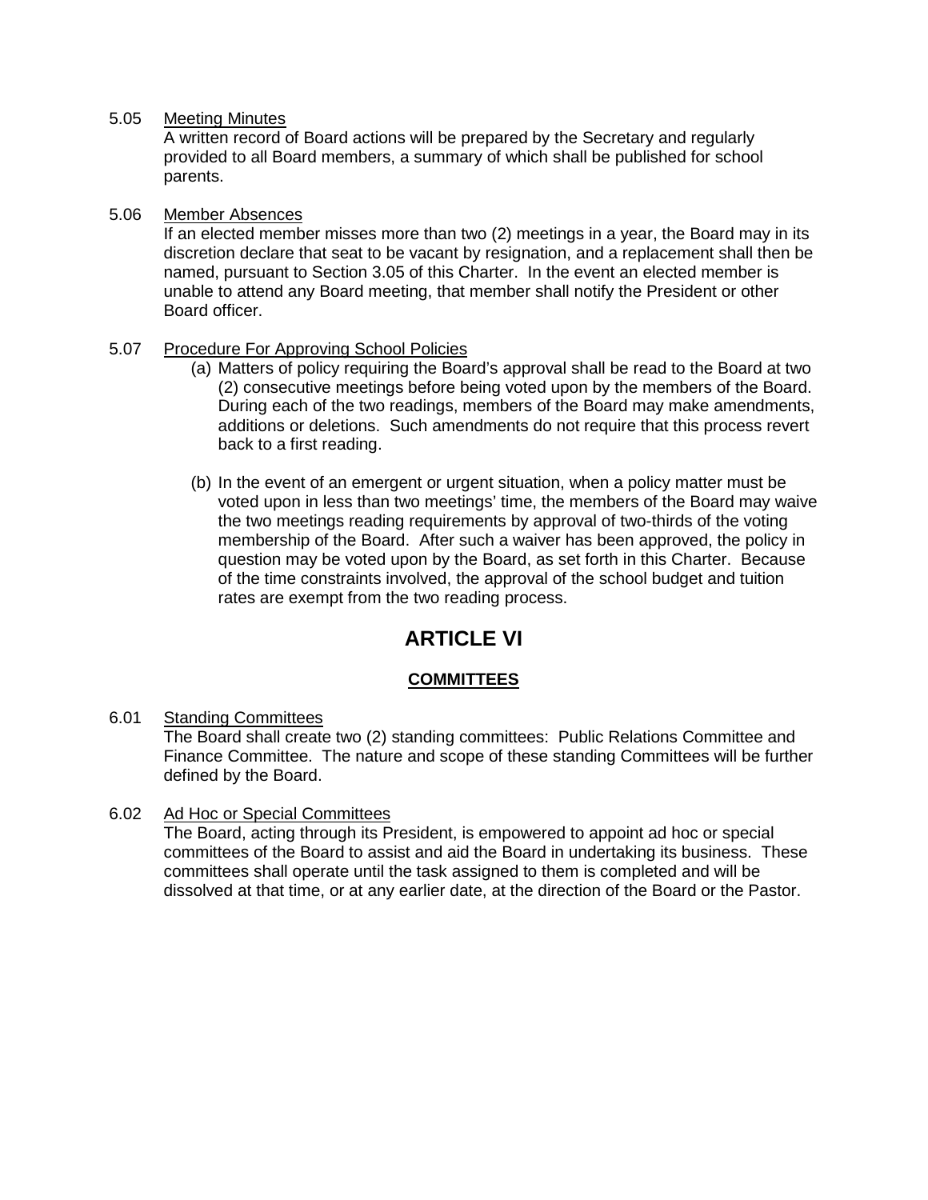5.05 Meeting Minutes

A written record of Board actions will be prepared by the Secretary and regularly provided to all Board members, a summary of which shall be published for school parents.

5.06 Member Absences

If an elected member misses more than two (2) meetings in a year, the Board may in its discretion declare that seat to be vacant by resignation, and a replacement shall then be named, pursuant to Section 3.05 of this Charter. In the event an elected member is unable to attend any Board meeting, that member shall notify the President or other Board officer.

5.07 Procedure For Approving School Policies

(a) Matters of policy requiring the Board's approval shall be read to the Board at two (2) consecutive meetings before being voted upon by the members of the Board. During each of the two readings, members of the Board may make amendments, additions or deletions. Such amendments do not require that this process revert back to a first reading.

(b) In the event of an emergent or urgent situation, when a policy matter must be voted upon in less than two meetings' time, the members of the Board may waive the two meetings reading requirements by approval of two-thirds of the voting membership of the Board. After such a waiver has been approved, the policy in question may be voted upon by the Board, as set forth in this Charter. Because of the time constraints involved, the approval of the school budget and tuition rates are exempt from the two reading process.

# ARTICLE VI

## COMMITTEES

6.01 Standing Committees

The Board shall create two (2) standing committees: Public Relations Committee and Finance Committee. The nature and scope of these standing Committees will be further defined by the Board.

6.02 Ad Hoc or Special Committees

The Board, acting through its President, is empowered to appoint ad hoc or special committees of the Board to assist and aid the Board in undertaking its business. These committees shall operate until the task assigned to them is completed and will be dissolved at that time, or at any earlier date, at the direction of the Board or the Pastor.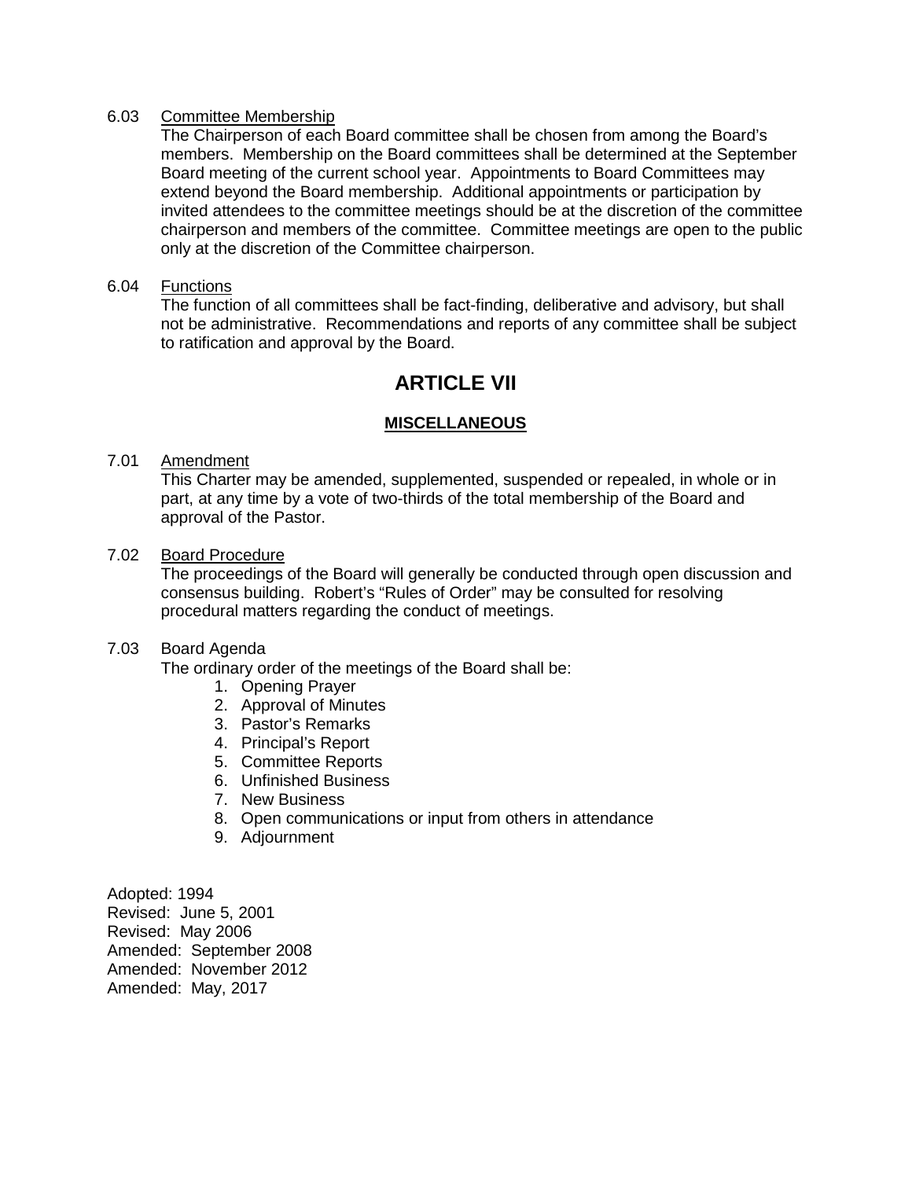6.03 Committee Membership

The Chairperson of each Board committee shall be chosen from among the Board's members. Membership on the Board committees shall be determined at the September Board meeting of the current school year. Appointments to Board Committees may extend beyond the Board membership. Additional appointments or participation by invited attendees to the committee meetings should be at the discretion of the committee chairperson and members of the committee. Committee meetings are open to the public only at the discretion of the Committee chairperson.

6.04 Functions

The function of all committees shall be fact-finding, deliberative and advisory, but shall not be administrative. Recommendations and reports of any committee shall be subject to ratification and approval by the Board.

# ARTICLE VII

## MISCELLANEOUS

7.01 Amendment

This Charter may be amended, supplemented, suspended or repealed, in whole or in part, at any time by a vote of two-thirds of the total membership of the Board and approval of the Pastor.

7.02 Board Procedure

The proceedings of the Board will generally be conducted through open discussion and consensus building. Robert's "Rules of Order" may be consulted for resolving procedural matters regarding the conduct of meetings.

7.03 Board Agenda

The ordinary order of the meetings of the Board shall be:

1. Opening Prayer
2. Approval of Minutes
3. Pastor's Remarks
4. Principal's Report
5. Committee Reports
6. Unfinished Business
7. New Business
8. Open communications or input from others in attendance
9. Adjournment

Adopted: 1994
Revised: June 5, 2001
Revised: May 2006
Amended: September 2008
Amended: November 2012
Amended: May, 2017